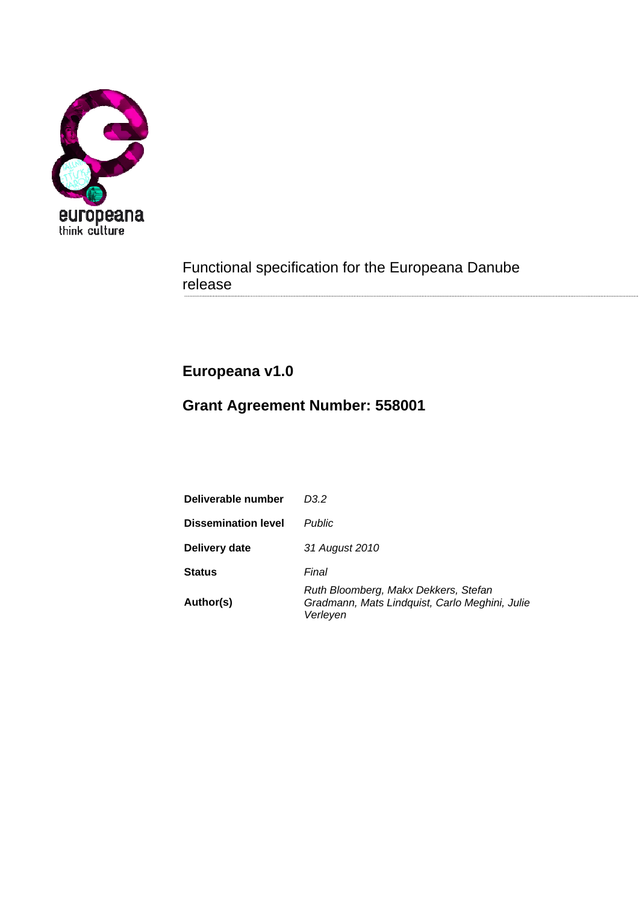Functional specification for the Europeana Danube release

## Europeana v1.0

## Grant Agreement Number: 558001

| | |
|---|---|
| **Deliverable number** | *D3.2* |
| **Dissemination level** | *Public* |
| **Delivery date** | *31 August 2010* |
| **Status** | *Final* |
| **Author(s)** | *Ruth Bloomberg, Makx Dekkers, Stefan Gradmann, Mats Lindquist, Carlo Meghini, Julie Verleyen* |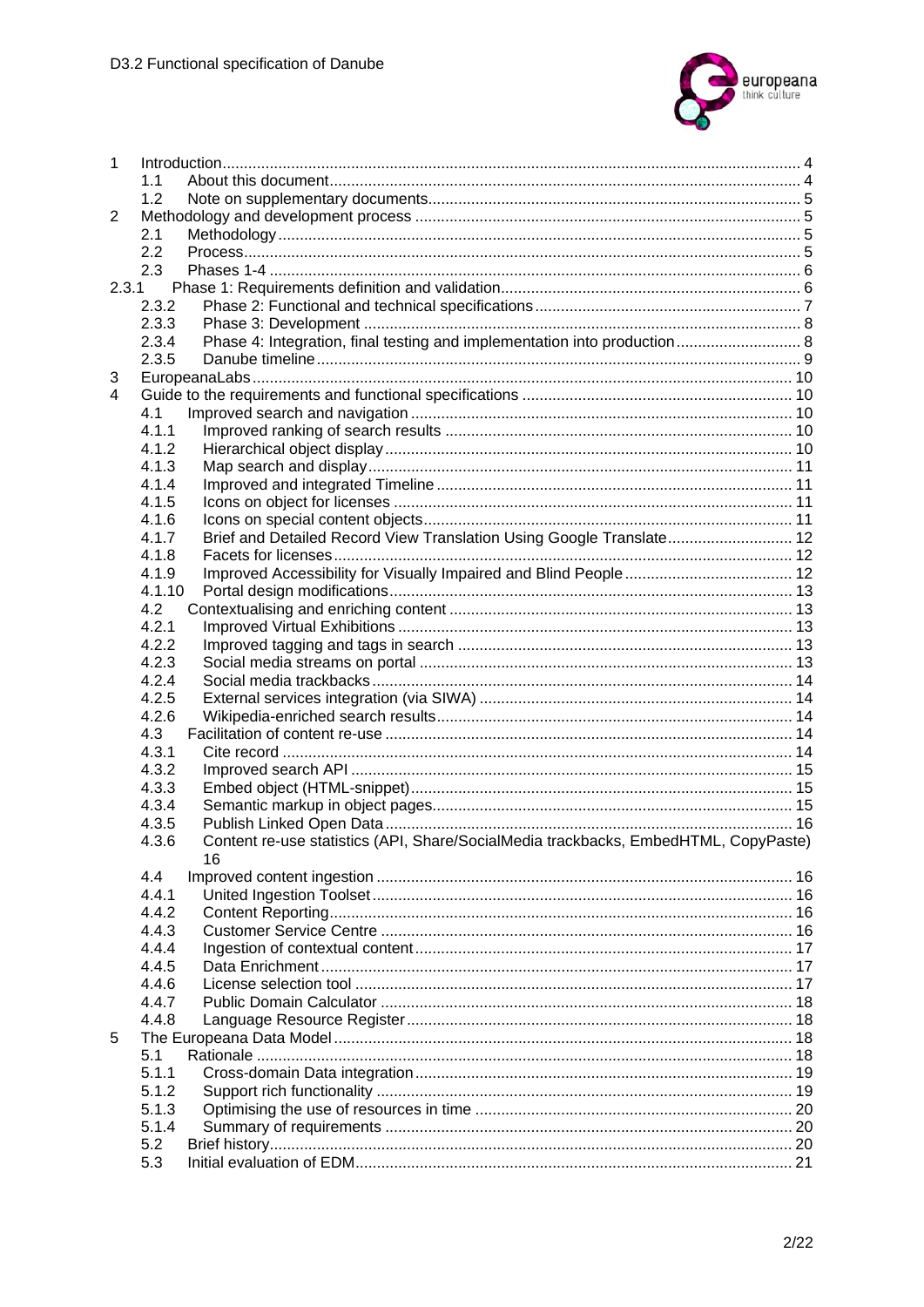1 Introduction ..... 4
   1.1 About this document ..... 4
   1.2 Note on supplementary documents ..... 5
2 Methodology and development process ..... 5
   2.1 Methodology ..... 5
   2.2 Process ..... 5
   2.3 Phases 1-4 ..... 6
2.3.1 Phase 1: Requirements definition and validation ..... 6
   2.3.2 Phase 2: Functional and technical specifications ..... 7
   2.3.3 Phase 3: Development ..... 8
   2.3.4 Phase 4: Integration, final testing and implementation into production ..... 8
   2.3.5 Danube timeline ..... 9
3 EuropeanaLabs ..... 10
4 Guide to the requirements and functional specifications ..... 10
   4.1 Improved search and navigation ..... 10
   4.1.1 Improved ranking of search results ..... 10
   4.1.2 Hierarchical object display ..... 10
   4.1.3 Map search and display ..... 11
   4.1.4 Improved and integrated Timeline ..... 11
   4.1.5 Icons on object for licenses ..... 11
   4.1.6 Icons on special content objects ..... 11
   4.1.7 Brief and Detailed Record View Translation Using Google Translate ..... 12
   4.1.8 Facets for licenses ..... 12
   4.1.9 Improved Accessibility for Visually Impaired and Blind People ..... 12
   4.1.10 Portal design modifications ..... 13
   4.2 Contextualising and enriching content ..... 13
   4.2.1 Improved Virtual Exhibitions ..... 13
   4.2.2 Improved tagging and tags in search ..... 13
   4.2.3 Social media streams on portal ..... 13
   4.2.4 Social media trackbacks ..... 14
   4.2.5 External services integration (via SIWA) ..... 14
   4.2.6 Wikipedia-enriched search results ..... 14
   4.3 Facilitation of content re-use ..... 14
   4.3.1 Cite record ..... 14
   4.3.2 Improved search API ..... 15
   4.3.3 Embed object (HTML-snippet) ..... 15
   4.3.4 Semantic markup in object pages ..... 15
   4.3.5 Publish Linked Open Data ..... 16
   4.3.6 Content re-use statistics (API, Share/SocialMedia trackbacks, EmbedHTML, CopyPaste) 16
   4.4 Improved content ingestion ..... 16
   4.4.1 United Ingestion Toolset ..... 16
   4.4.2 Content Reporting ..... 16
   4.4.3 Customer Service Centre ..... 16
   4.4.4 Ingestion of contextual content ..... 17
   4.4.5 Data Enrichment ..... 17
   4.4.6 License selection tool ..... 17
   4.4.7 Public Domain Calculator ..... 18
   4.4.8 Language Resource Register ..... 18
5 The Europeana Data Model ..... 18
   5.1 Rationale ..... 18
   5.1.1 Cross-domain Data integration ..... 19
   5.1.2 Support rich functionality ..... 19
   5.1.3 Optimising the use of resources in time ..... 20
   5.1.4 Summary of requirements ..... 20
   5.2 Brief history ..... 20
   5.3 Initial evaluation of EDM ..... 21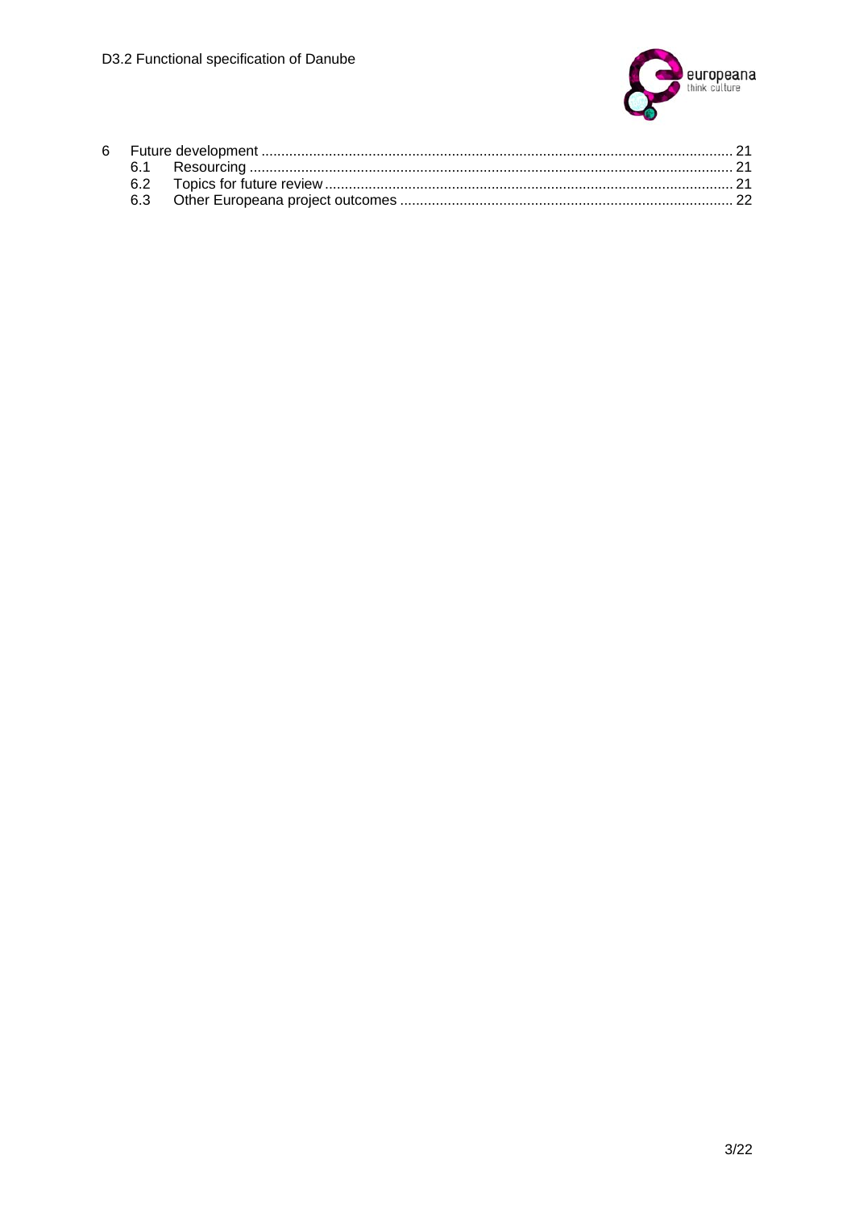6 Future development ..................................................................................................................... 21
    6.1 Resourcing ......................................................................................................................... 21
    6.2 Topics for future review ...................................................................................................... 21
    6.3 Other Europeana project outcomes .................................................................................... 22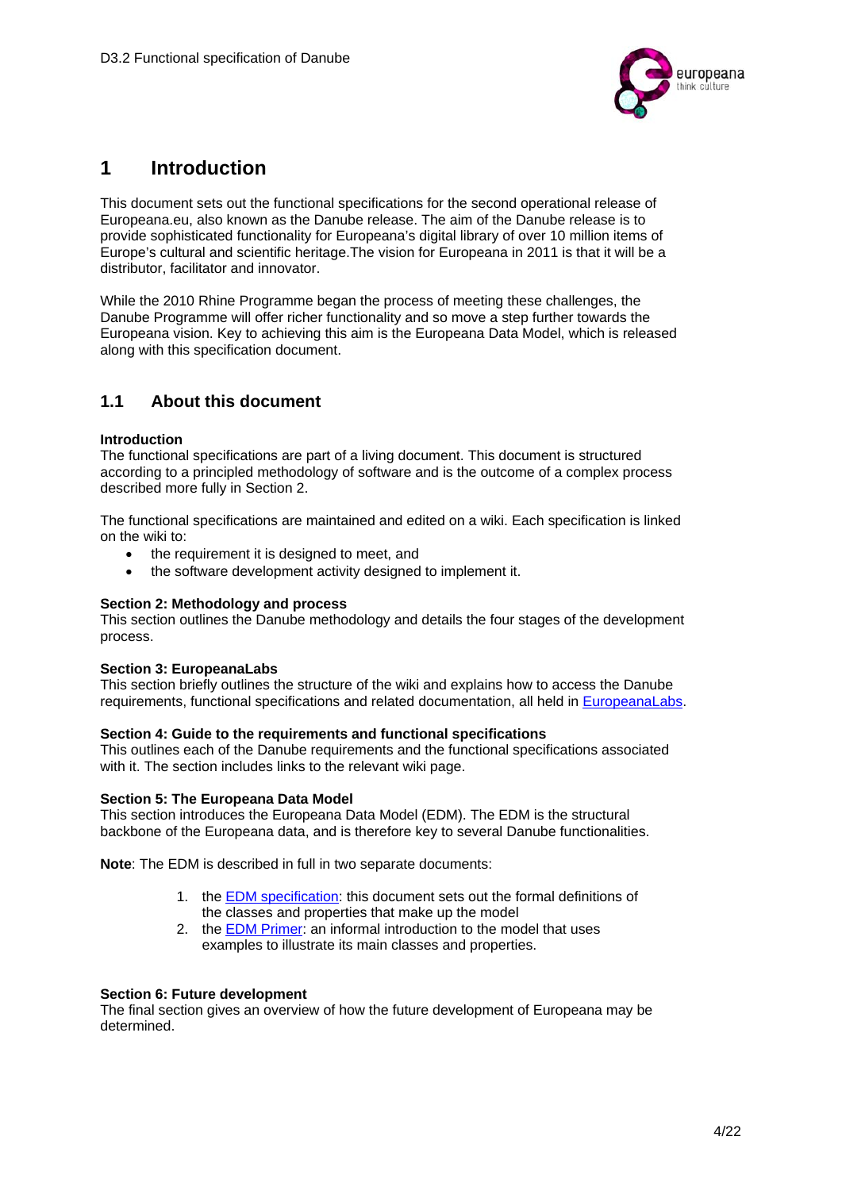# 1 Introduction

This document sets out the functional specifications for the second operational release of Europeana.eu, also known as the Danube release. The aim of the Danube release is to provide sophisticated functionality for Europeana's digital library of over 10 million items of Europe's cultural and scientific heritage.The vision for Europeana in 2011 is that it will be a distributor, facilitator and innovator.

While the 2010 Rhine Programme began the process of meeting these challenges, the Danube Programme will offer richer functionality and so move a step further towards the Europeana vision. Key to achieving this aim is the Europeana Data Model, which is released along with this specification document.

## 1.1 About this document

**Introduction**
The functional specifications are part of a living document. This document is structured according to a principled methodology of software and is the outcome of a complex process described more fully in Section 2.

The functional specifications are maintained and edited on a wiki. Each specification is linked on the wiki to:

- the requirement it is designed to meet, and
- the software development activity designed to implement it.

**Section 2: Methodology and process**
This section outlines the Danube methodology and details the four stages of the development process.

**Section 3: EuropeanaLabs**
This section briefly outlines the structure of the wiki and explains how to access the Danube requirements, functional specifications and related documentation, all held in EuropeanaLabs.

**Section 4: Guide to the requirements and functional specifications**
This outlines each of the Danube requirements and the functional specifications associated with it. The section includes links to the relevant wiki page.

**Section 5: The Europeana Data Model**
This section introduces the Europeana Data Model (EDM). The EDM is the structural backbone of the Europeana data, and is therefore key to several Danube functionalities.

**Note**: The EDM is described in full in two separate documents:

1. the EDM specification: this document sets out the formal definitions of the classes and properties that make up the model
2. the EDM Primer: an informal introduction to the model that uses examples to illustrate its main classes and properties.

**Section 6: Future development**
The final section gives an overview of how the future development of Europeana may be determined.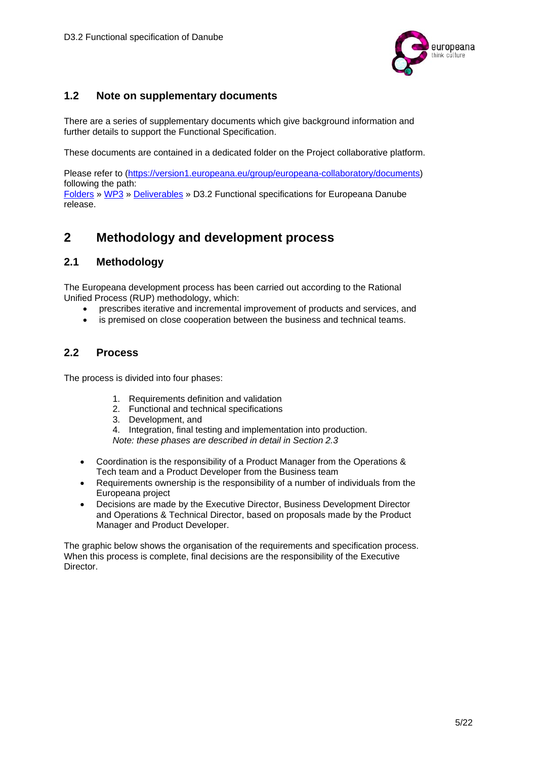### 1.2 Note on supplementary documents

There are a series of supplementary documents which give background information and further details to support the Functional Specification.

These documents are contained in a dedicated folder on the Project collaborative platform.

Please refer to (https://version1.europeana.eu/group/europeana-collaboratory/documents) following the path:
Folders » WP3 » Deliverables » D3.2 Functional specifications for Europeana Danube release.

## 2 Methodology and development process

### 2.1 Methodology

The Europeana development process has been carried out according to the Rational Unified Process (RUP) methodology, which:

- prescribes iterative and incremental improvement of products and services, and
- is premised on close cooperation between the business and technical teams.

### 2.2 Process

The process is divided into four phases:

1. Requirements definition and validation
2. Functional and technical specifications
3. Development, and
4. Integration, final testing and implementation into production.

*Note: these phases are described in detail in Section 2.3*

- Coordination is the responsibility of a Product Manager from the Operations & Tech team and a Product Developer from the Business team
- Requirements ownership is the responsibility of a number of individuals from the Europeana project
- Decisions are made by the Executive Director, Business Development Director and Operations & Technical Director, based on proposals made by the Product Manager and Product Developer.

The graphic below shows the organisation of the requirements and specification process. When this process is complete, final decisions are the responsibility of the Executive Director.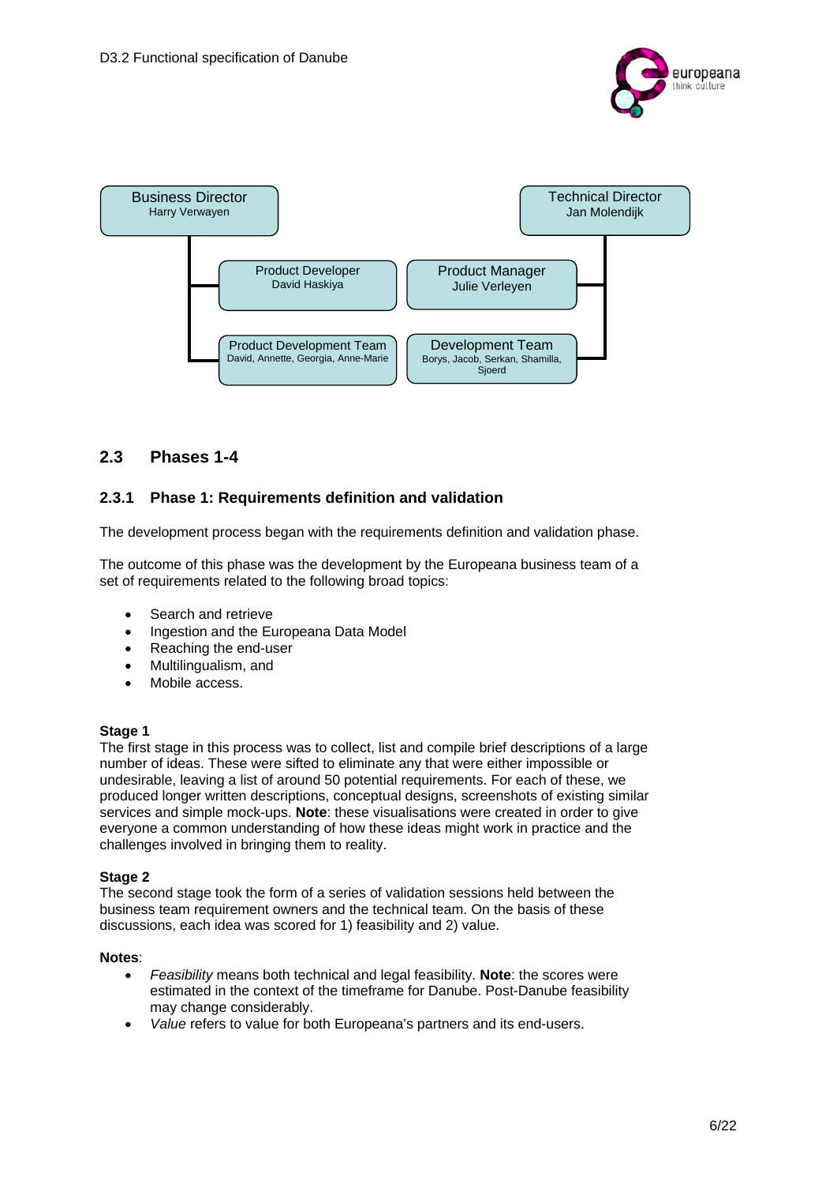Business Director
Harry Verwayen

Technical Director
Jan Molendijk

Product Developer
David Haskiya

Product Manager
Julie Verleyen

Product Development Team
David, Annette, Georgia, Anne-Marie

Development Team
Borys, Jacob, Serkan, Shamilla, Sjoerd

## 2.3 Phases 1-4

### 2.3.1 Phase 1: Requirements definition and validation

The development process began with the requirements definition and validation phase.

The outcome of this phase was the development by the Europeana business team of a set of requirements related to the following broad topics:

- Search and retrieve
- Ingestion and the Europeana Data Model
- Reaching the end-user
- Multilingualism, and
- Mobile access.

**Stage 1**
The first stage in this process was to collect, list and compile brief descriptions of a large number of ideas. These were sifted to eliminate any that were either impossible or undesirable, leaving a list of around 50 potential requirements. For each of these, we produced longer written descriptions, conceptual designs, screenshots of existing similar services and simple mock-ups. **Note**: these visualisations were created in order to give everyone a common understanding of how these ideas might work in practice and the challenges involved in bringing them to reality.

**Stage 2**
The second stage took the form of a series of validation sessions held between the business team requirement owners and the technical team. On the basis of these discussions, each idea was scored for 1) feasibility and 2) value.

**Notes**:

- *Feasibility* means both technical and legal feasibility. **Note**: the scores were estimated in the context of the timeframe for Danube. Post-Danube feasibility may change considerably.
- *Value* refers to value for both Europeana's partners and its end-users.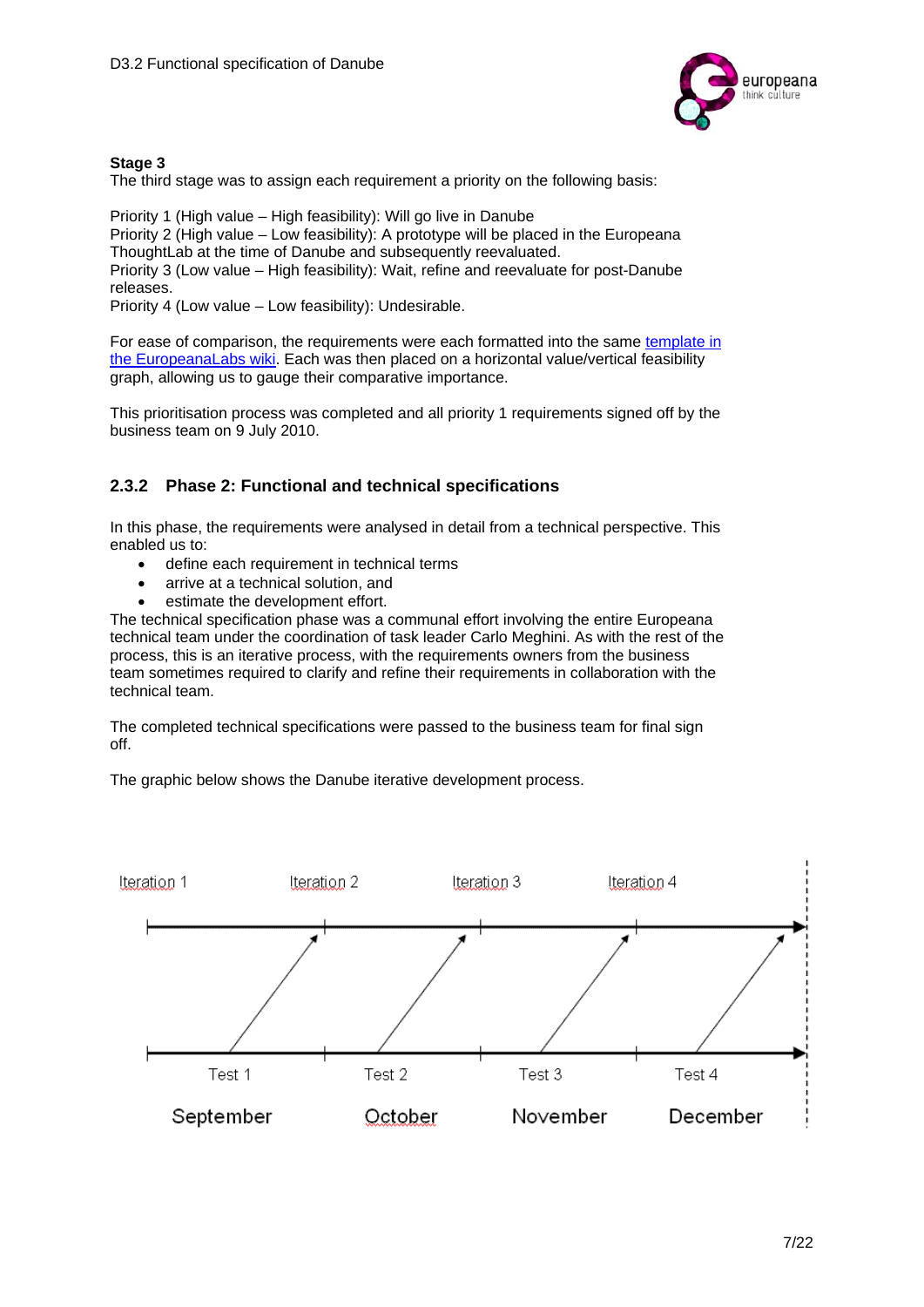**Stage 3**

The third stage was to assign each requirement a priority on the following basis:

Priority 1 (High value – High feasibility): Will go live in Danube
Priority 2 (High value – Low feasibility): A prototype will be placed in the Europeana ThoughtLab at the time of Danube and subsequently reevaluated.
Priority 3 (Low value – High feasibility): Wait, refine and reevaluate for post-Danube releases.
Priority 4 (Low value – Low feasibility): Undesirable.

For ease of comparison, the requirements were each formatted into the same template in the EuropeanaLabs wiki. Each was then placed on a horizontal value/vertical feasibility graph, allowing us to gauge their comparative importance.

This prioritisation process was completed and all priority 1 requirements signed off by the business team on 9 July 2010.

### 2.3.2 Phase 2: Functional and technical specifications

In this phase, the requirements were analysed in detail from a technical perspective. This enabled us to:

- define each requirement in technical terms
- arrive at a technical solution, and
- estimate the development effort.

The technical specification phase was a communal effort involving the entire Europeana technical team under the coordination of task leader Carlo Meghini. As with the rest of the process, this is an iterative process, with the requirements owners from the business team sometimes required to clarify and refine their requirements in collaboration with the technical team.

The completed technical specifications were passed to the business team for final sign off.

The graphic below shows the Danube iterative development process.

Iteration 1 Iteration 2 Iteration 3 Iteration 4

Test 1 Test 2 Test 3 Test 4

September October November December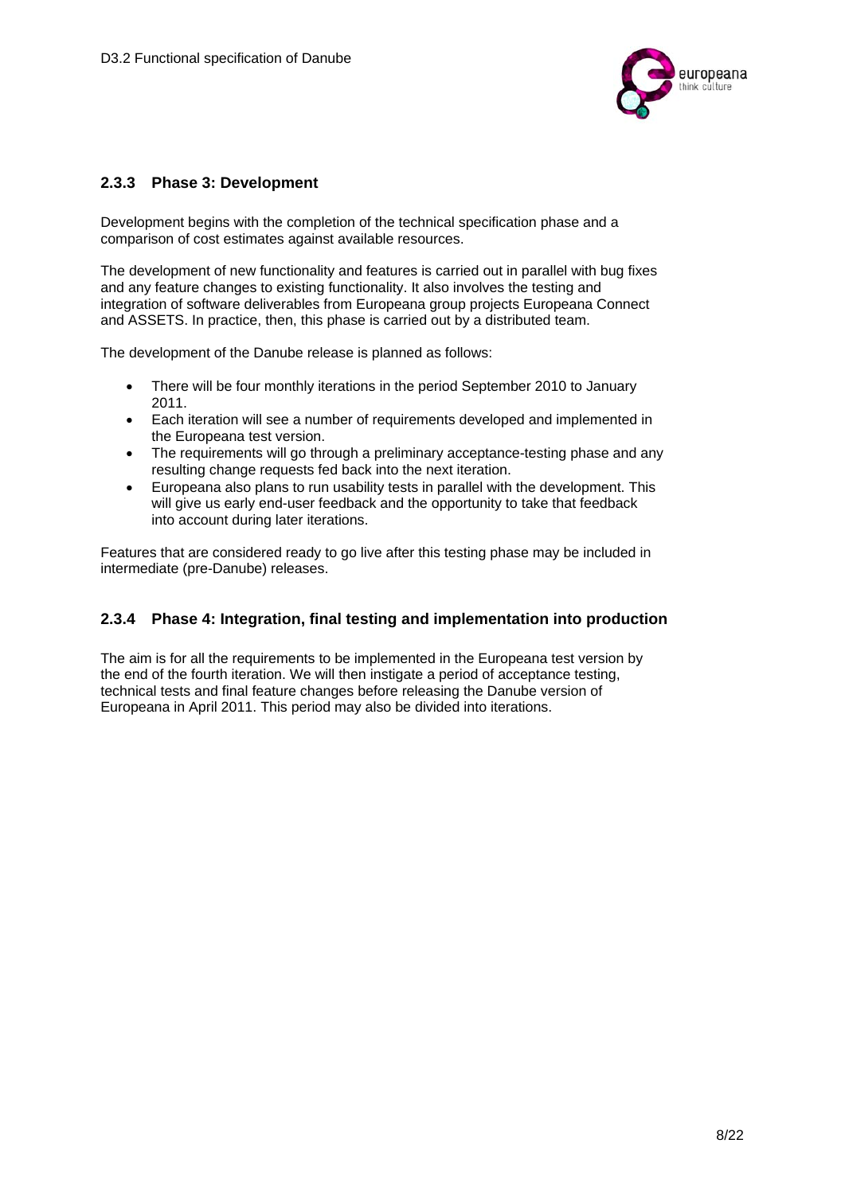### 2.3.3 Phase 3: Development

Development begins with the completion of the technical specification phase and a comparison of cost estimates against available resources.

The development of new functionality and features is carried out in parallel with bug fixes and any feature changes to existing functionality. It also involves the testing and integration of software deliverables from Europeana group projects Europeana Connect and ASSETS. In practice, then, this phase is carried out by a distributed team.

The development of the Danube release is planned as follows:

- There will be four monthly iterations in the period September 2010 to January 2011.
- Each iteration will see a number of requirements developed and implemented in the Europeana test version.
- The requirements will go through a preliminary acceptance-testing phase and any resulting change requests fed back into the next iteration.
- Europeana also plans to run usability tests in parallel with the development. This will give us early end-user feedback and the opportunity to take that feedback into account during later iterations.

Features that are considered ready to go live after this testing phase may be included in intermediate (pre-Danube) releases.

### 2.3.4 Phase 4: Integration, final testing and implementation into production

The aim is for all the requirements to be implemented in the Europeana test version by the end of the fourth iteration. We will then instigate a period of acceptance testing, technical tests and final feature changes before releasing the Danube version of Europeana in April 2011. This period may also be divided into iterations.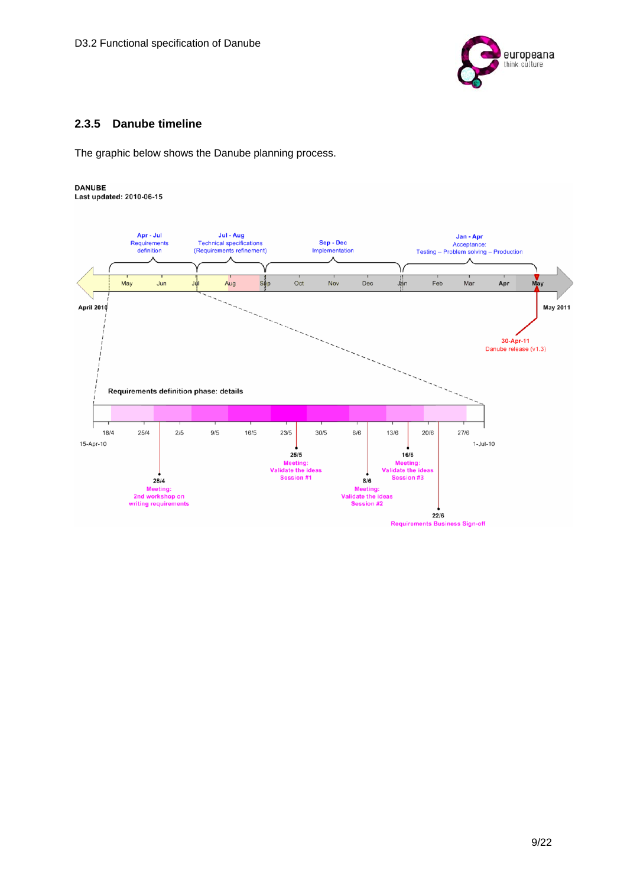### 2.3.5 Danube timeline

The graphic below shows the Danube planning process.

**DANUBE**
**Last updated: 2010-06-15**

**Apr - Jul**
Requirements definition

**Jul - Aug**
Technical specifications
(Requirements refinement)

**Sep - Dec**
Implementation

**Jan - Apr**
Acceptance:
Testing – Problem solving – Production

May, Jun, Jul, Aug, Sep, Oct, Nov, Dec, Jan, Feb, Mar, Apr, May

**April 2010**

**May 2011**

**30-Apr-11**
Danube release (v1.3)

**Requirements definition phase: details**

15-Apr-10 | 18/4 | 25/4 | 2/5 | 9/5 | 16/5 | 23/5 | 30/5 | 6/6 | 13/6 | 20/6 | 27/6 | 1-Jul-10

**28/4**
Meeting:
2nd workshop on writing requirements

**25/5**
Meeting:
Validate the ideas
Session #1

**8/6**
Meeting:
Validate the ideas
Session #2

**16/6**
Meeting:
Validate the ideas
Session #3

**22/6**
Requirements Business Sign-off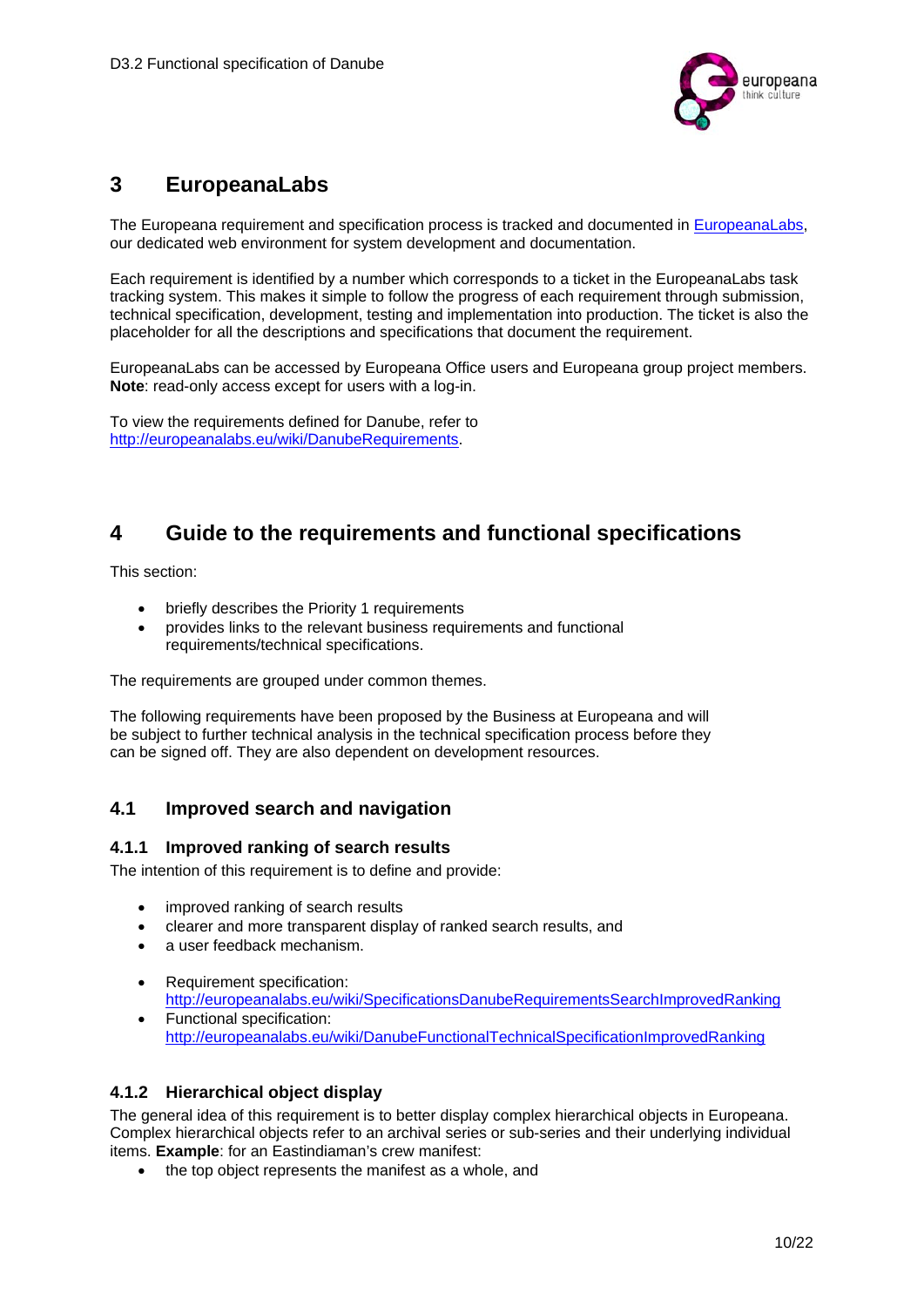# 3 EuropeanaLabs

The Europeana requirement and specification process is tracked and documented in EuropeanaLabs, our dedicated web environment for system development and documentation.

Each requirement is identified by a number which corresponds to a ticket in the EuropeanaLabs task tracking system. This makes it simple to follow the progress of each requirement through submission, technical specification, development, testing and implementation into production. The ticket is also the placeholder for all the descriptions and specifications that document the requirement.

EuropeanaLabs can be accessed by Europeana Office users and Europeana group project members. **Note**: read-only access except for users with a log-in.

To view the requirements defined for Danube, refer to http://europeanalabs.eu/wiki/DanubeRequirements.

# 4 Guide to the requirements and functional specifications

This section:

- briefly describes the Priority 1 requirements
- provides links to the relevant business requirements and functional requirements/technical specifications.

The requirements are grouped under common themes.

The following requirements have been proposed by the Business at Europeana and will be subject to further technical analysis in the technical specification process before they can be signed off. They are also dependent on development resources.

## 4.1 Improved search and navigation

### 4.1.1 Improved ranking of search results

The intention of this requirement is to define and provide:

- improved ranking of search results
- clearer and more transparent display of ranked search results, and
- a user feedback mechanism.

- Requirement specification: http://europeanalabs.eu/wiki/SpecificationsDanubeRequirementsSearchImprovedRanking
- Functional specification: http://europeanalabs.eu/wiki/DanubeFunctionalTechnicalSpecificationImprovedRanking

### 4.1.2 Hierarchical object display

The general idea of this requirement is to better display complex hierarchical objects in Europeana. Complex hierarchical objects refer to an archival series or sub-series and their underlying individual items. **Example**: for an Eastindiaman's crew manifest:

- the top object represents the manifest as a whole, and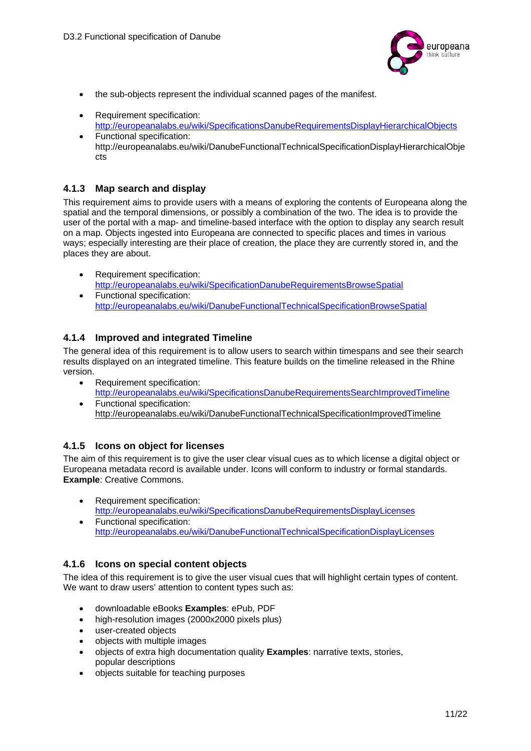- the sub-objects represent the individual scanned pages of the manifest.

- Requirement specification: http://europeanalabs.eu/wiki/SpecificationsDanubeRequirementsDisplayHierarchicalObjects
- Functional specification: http://europeanalabs.eu/wiki/DanubeFunctionalTechnicalSpecificationDisplayHierarchicalObjects

### 4.1.3 Map search and display

This requirement aims to provide users with a means of exploring the contents of Europeana along the spatial and the temporal dimensions, or possibly a combination of the two. The idea is to provide the user of the portal with a map- and timeline-based interface with the option to display any search result on a map. Objects ingested into Europeana are connected to specific places and times in various ways; especially interesting are their place of creation, the place they are currently stored in, and the places they are about.

- Requirement specification: http://europeanalabs.eu/wiki/SpecificationDanubeRequirementsBrowseSpatial
- Functional specification: http://europeanalabs.eu/wiki/DanubeFunctionalTechnicalSpecificationBrowseSpatial

### 4.1.4 Improved and integrated Timeline

The general idea of this requirement is to allow users to search within timespans and see their search results displayed on an integrated timeline. This feature builds on the timeline released in the Rhine version.

- Requirement specification: http://europeanalabs.eu/wiki/SpecificationsDanubeRequirementsSearchImprovedTimeline
- Functional specification: http://europeanalabs.eu/wiki/DanubeFunctionalTechnicalSpecificationImprovedTimeline

### 4.1.5 Icons on object for licenses

The aim of this requirement is to give the user clear visual cues as to which license a digital object or Europeana metadata record is available under. Icons will conform to industry or formal standards. **Example**: Creative Commons.

- Requirement specification: http://europeanalabs.eu/wiki/SpecificationsDanubeRequirementsDisplayLicenses
- Functional specification: http://europeanalabs.eu/wiki/DanubeFunctionalTechnicalSpecificationDisplayLicenses

### 4.1.6 Icons on special content objects

The idea of this requirement is to give the user visual cues that will highlight certain types of content. We want to draw users' attention to content types such as:

- downloadable eBooks **Examples**: ePub, PDF
- high-resolution images (2000x2000 pixels plus)
- user-created objects
- objects with multiple images
- objects of extra high documentation quality **Examples**: narrative texts, stories, popular descriptions
- objects suitable for teaching purposes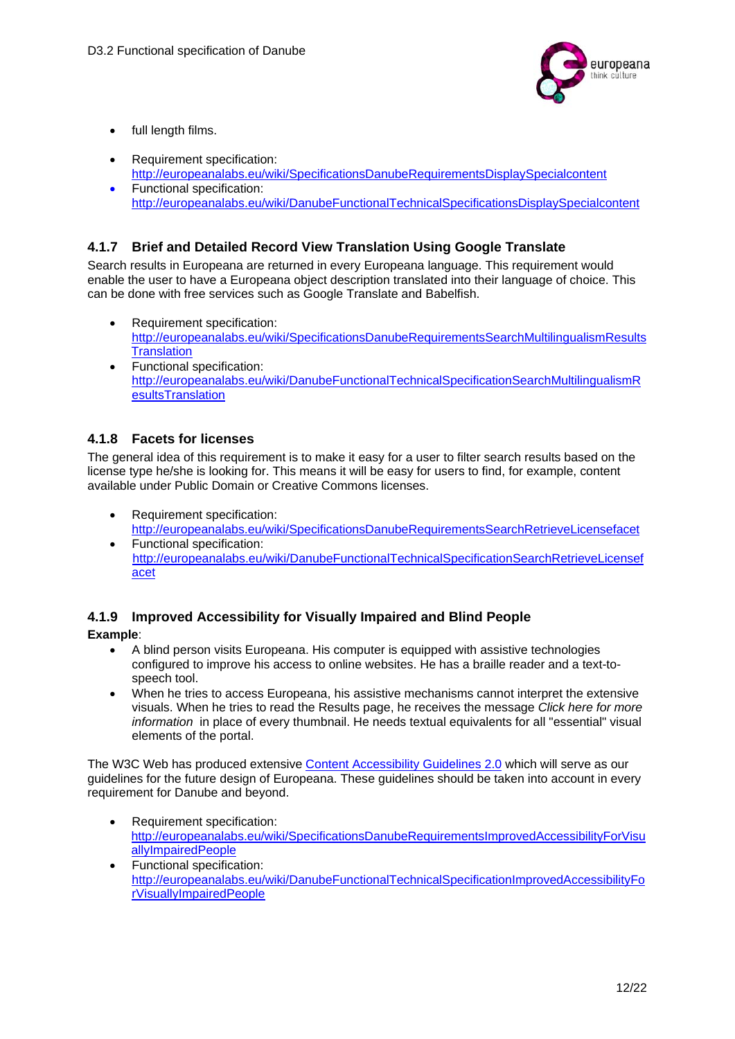- full length films.

- Requirement specification: http://europeanalabs.eu/wiki/SpecificationsDanubeRequirementsDisplaySpecialcontent
- Functional specification: http://europeanalabs.eu/wiki/DanubeFunctionalTechnicalSpecificationsDisplaySpecialcontent

### 4.1.7 Brief and Detailed Record View Translation Using Google Translate

Search results in Europeana are returned in every Europeana language. This requirement would enable the user to have a Europeana object description translated into their language of choice. This can be done with free services such as Google Translate and Babelfish.

- Requirement specification: http://europeanalabs.eu/wiki/SpecificationsDanubeRequirementsSearchMultilingualismResultsTranslation
- Functional specification: http://europeanalabs.eu/wiki/DanubeFunctionalTechnicalSpecificationSearchMultilingualismResultsTranslation

### 4.1.8 Facets for licenses

The general idea of this requirement is to make it easy for a user to filter search results based on the license type he/she is looking for. This means it will be easy for users to find, for example, content available under Public Domain or Creative Commons licenses.

- Requirement specification: http://europeanalabs.eu/wiki/SpecificationsDanubeRequirementsSearchRetrieveLicensefacet
- Functional specification: http://europeanalabs.eu/wiki/DanubeFunctionalTechnicalSpecificationSearchRetrieveLicensefacet

### 4.1.9 Improved Accessibility for Visually Impaired and Blind People

**Example**:

- A blind person visits Europeana. His computer is equipped with assistive technologies configured to improve his access to online websites. He has a braille reader and a text-to-speech tool.
- When he tries to access Europeana, his assistive mechanisms cannot interpret the extensive visuals. When he tries to read the Results page, he receives the message *Click here for more information* in place of every thumbnail. He needs textual equivalents for all "essential" visual elements of the portal.

The W3C Web has produced extensive Content Accessibility Guidelines 2.0 which will serve as our guidelines for the future design of Europeana. These guidelines should be taken into account in every requirement for Danube and beyond.

- Requirement specification: http://europeanalabs.eu/wiki/SpecificationsDanubeRequirementsImprovedAccessibilityForVisuallyImpairedPeople
- Functional specification: http://europeanalabs.eu/wiki/DanubeFunctionalTechnicalSpecificationImprovedAccessibilityForVisuallyImpairedPeople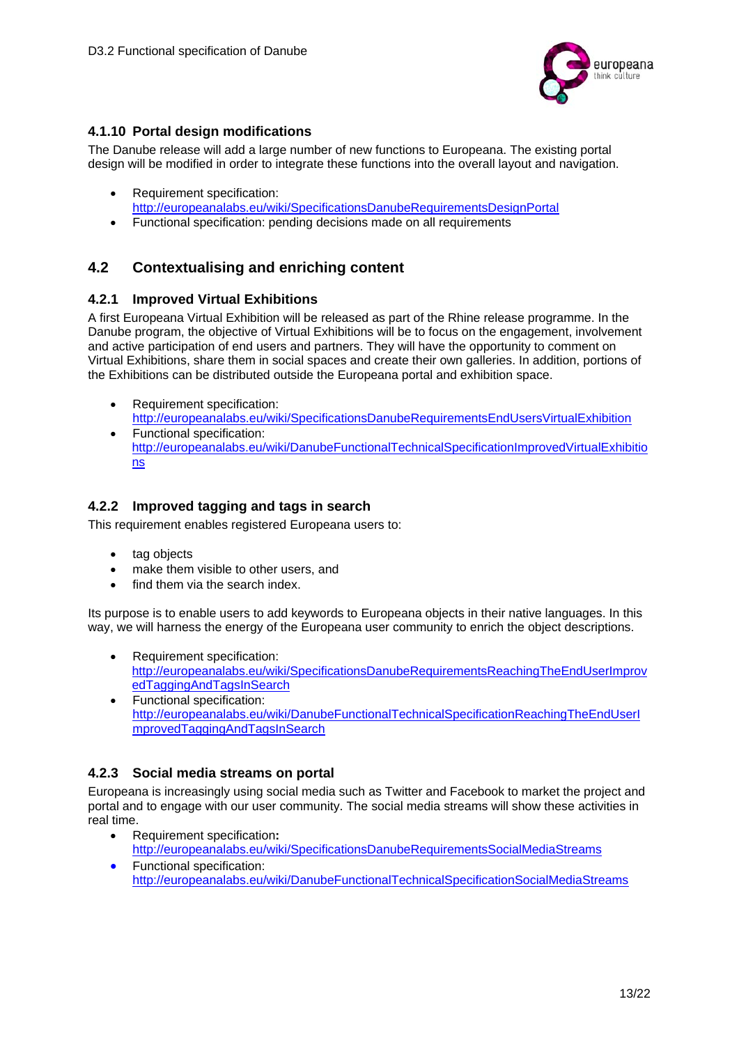### 4.1.10 Portal design modifications

The Danube release will add a large number of new functions to Europeana. The existing portal design will be modified in order to integrate these functions into the overall layout and navigation.

- Requirement specification: http://europeanalabs.eu/wiki/SpecificationsDanubeRequirementsDesignPortal
- Functional specification: pending decisions made on all requirements

## 4.2 Contextualising and enriching content

### 4.2.1 Improved Virtual Exhibitions

A first Europeana Virtual Exhibition will be released as part of the Rhine release programme. In the Danube program, the objective of Virtual Exhibitions will be to focus on the engagement, involvement and active participation of end users and partners. They will have the opportunity to comment on Virtual Exhibitions, share them in social spaces and create their own galleries. In addition, portions of the Exhibitions can be distributed outside the Europeana portal and exhibition space.

- Requirement specification: http://europeanalabs.eu/wiki/SpecificationsDanubeRequirementsEndUsersVirtualExhibition
- Functional specification: http://europeanalabs.eu/wiki/DanubeFunctionalTechnicalSpecificationImprovedVirtualExhibitions

### 4.2.2 Improved tagging and tags in search

This requirement enables registered Europeana users to:

- tag objects
- make them visible to other users, and
- find them via the search index.

Its purpose is to enable users to add keywords to Europeana objects in their native languages. In this way, we will harness the energy of the Europeana user community to enrich the object descriptions.

- Requirement specification: http://europeanalabs.eu/wiki/SpecificationsDanubeRequirementsReachingTheEndUserImprovedTaggingAndTagsInSearch
- Functional specification: http://europeanalabs.eu/wiki/DanubeFunctionalTechnicalSpecificationReachingTheEndUserImprovedTaggingAndTagsInSearch

### 4.2.3 Social media streams on portal

Europeana is increasingly using social media such as Twitter and Facebook to market the project and portal and to engage with our user community. The social media streams will show these activities in real time.

- Requirement specification**:** http://europeanalabs.eu/wiki/SpecificationsDanubeRequirementsSocialMediaStreams
- Functional specification: http://europeanalabs.eu/wiki/DanubeFunctionalTechnicalSpecificationSocialMediaStreams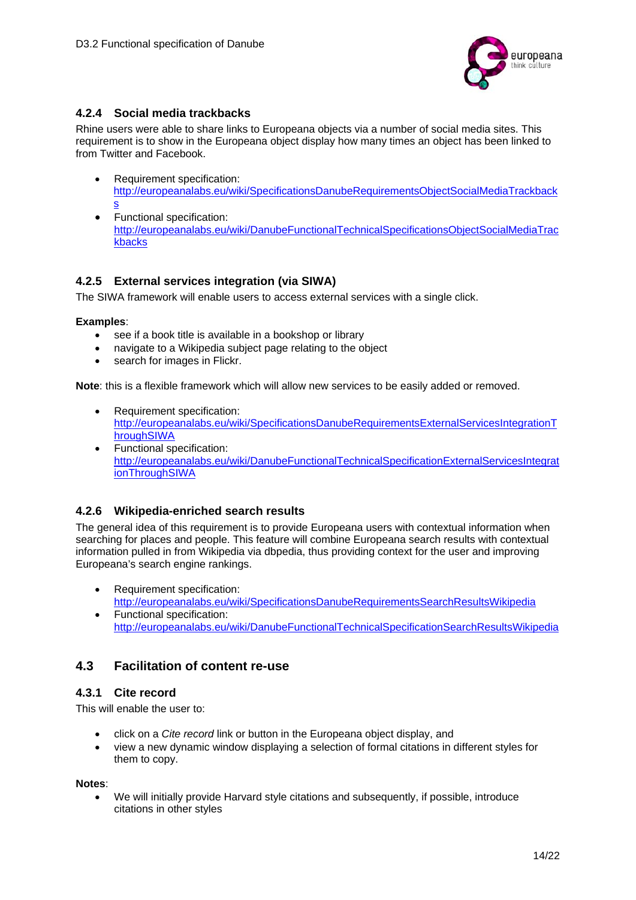### 4.2.4 Social media trackbacks

Rhine users were able to share links to Europeana objects via a number of social media sites. This requirement is to show in the Europeana object display how many times an object has been linked to from Twitter and Facebook.

- Requirement specification: http://europeanalabs.eu/wiki/SpecificationsDanubeRequirementsObjectSocialMediaTrackbacks
- Functional specification: http://europeanalabs.eu/wiki/DanubeFunctionalTechnicalSpecificationsObjectSocialMediaTrackbacks

### 4.2.5 External services integration (via SIWA)

The SIWA framework will enable users to access external services with a single click.

**Examples**:

- see if a book title is available in a bookshop or library
- navigate to a Wikipedia subject page relating to the object
- search for images in Flickr.

**Note**: this is a flexible framework which will allow new services to be easily added or removed.

- Requirement specification: http://europeanalabs.eu/wiki/SpecificationsDanubeRequirementsExternalServicesIntegrationThroughSIWA
- Functional specification: http://europeanalabs.eu/wiki/DanubeFunctionalTechnicalSpecificationExternalServicesIntegrationThroughSIWA

### 4.2.6 Wikipedia-enriched search results

The general idea of this requirement is to provide Europeana users with contextual information when searching for places and people. This feature will combine Europeana search results with contextual information pulled in from Wikipedia via dbpedia, thus providing context for the user and improving Europeana's search engine rankings.

- Requirement specification: http://europeanalabs.eu/wiki/SpecificationsDanubeRequirementsSearchResultsWikipedia
- Functional specification: http://europeanalabs.eu/wiki/DanubeFunctionalTechnicalSpecificationSearchResultsWikipedia

## 4.3 Facilitation of content re-use

### 4.3.1 Cite record

This will enable the user to:

- click on a *Cite record* link or button in the Europeana object display, and
- view a new dynamic window displaying a selection of formal citations in different styles for them to copy.

**Notes**:

- We will initially provide Harvard style citations and subsequently, if possible, introduce citations in other styles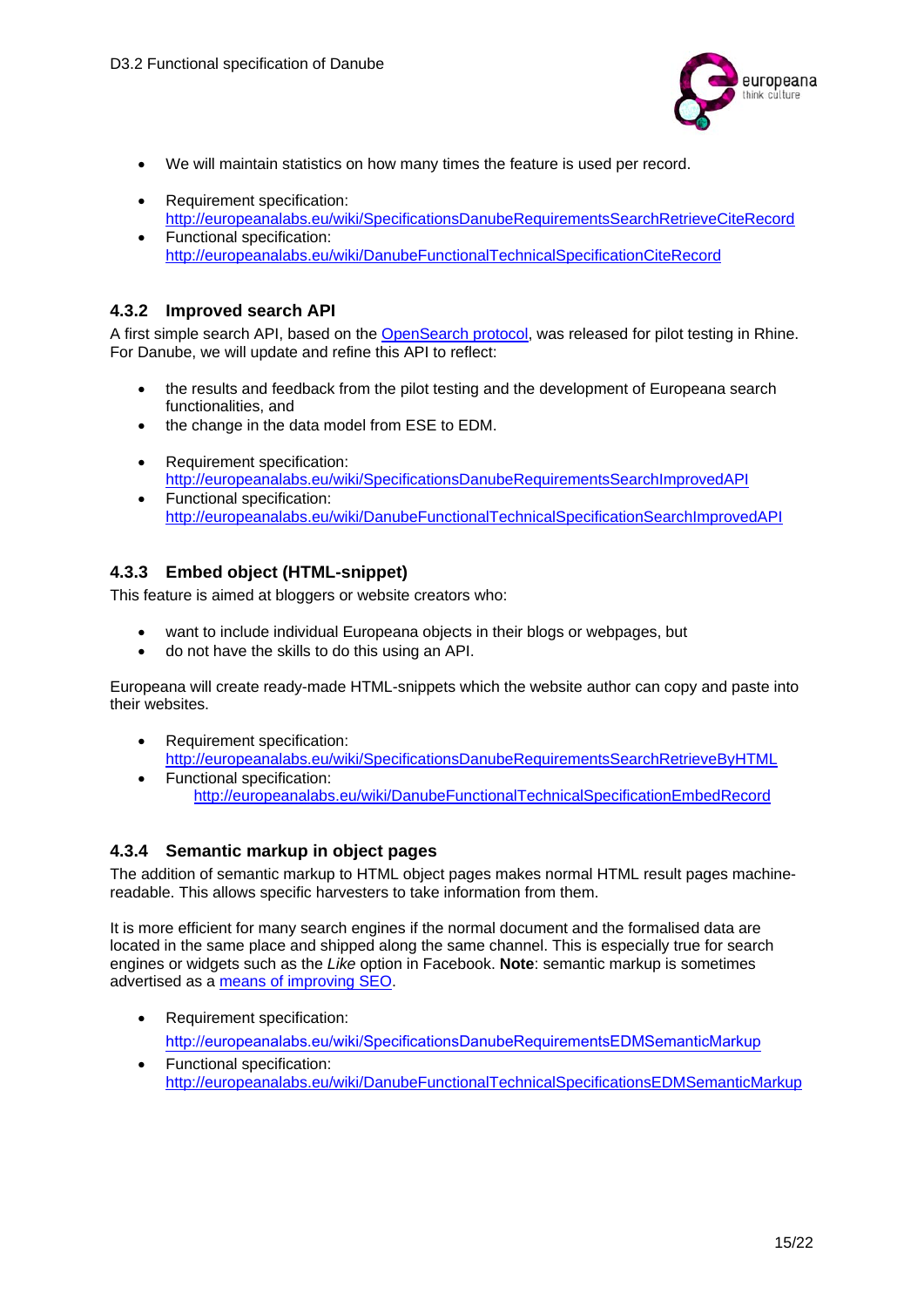- We will maintain statistics on how many times the feature is used per record.

- Requirement specification: http://europeanalabs.eu/wiki/SpecificationsDanubeRequirementsSearchRetrieveCiteRecord
- Functional specification: http://europeanalabs.eu/wiki/DanubeFunctionalTechnicalSpecificationCiteRecord

### 4.3.2 Improved search API

A first simple search API, based on the OpenSearch protocol, was released for pilot testing in Rhine. For Danube, we will update and refine this API to reflect:

- the results and feedback from the pilot testing and the development of Europeana search functionalities, and
- the change in the data model from ESE to EDM.

- Requirement specification: http://europeanalabs.eu/wiki/SpecificationsDanubeRequirementsSearchImprovedAPI
- Functional specification: http://europeanalabs.eu/wiki/DanubeFunctionalTechnicalSpecificationSearchImprovedAPI

### 4.3.3 Embed object (HTML-snippet)

This feature is aimed at bloggers or website creators who:

- want to include individual Europeana objects in their blogs or webpages, but
- do not have the skills to do this using an API.

Europeana will create ready-made HTML-snippets which the website author can copy and paste into their websites.

- Requirement specification: http://europeanalabs.eu/wiki/SpecificationsDanubeRequirementsSearchRetrieveByHTML
- Functional specification: http://europeanalabs.eu/wiki/DanubeFunctionalTechnicalSpecificationEmbedRecord

### 4.3.4 Semantic markup in object pages

The addition of semantic markup to HTML object pages makes normal HTML result pages machine-readable. This allows specific harvesters to take information from them.

It is more efficient for many search engines if the normal document and the formalised data are located in the same place and shipped along the same channel. This is especially true for search engines or widgets such as the *Like* option in Facebook. **Note**: semantic markup is sometimes advertised as a means of improving SEO.

- Requirement specification: http://europeanalabs.eu/wiki/SpecificationsDanubeRequirementsEDMSemanticMarkup
- Functional specification: http://europeanalabs.eu/wiki/DanubeFunctionalTechnicalSpecificationsEDMSemanticMarkup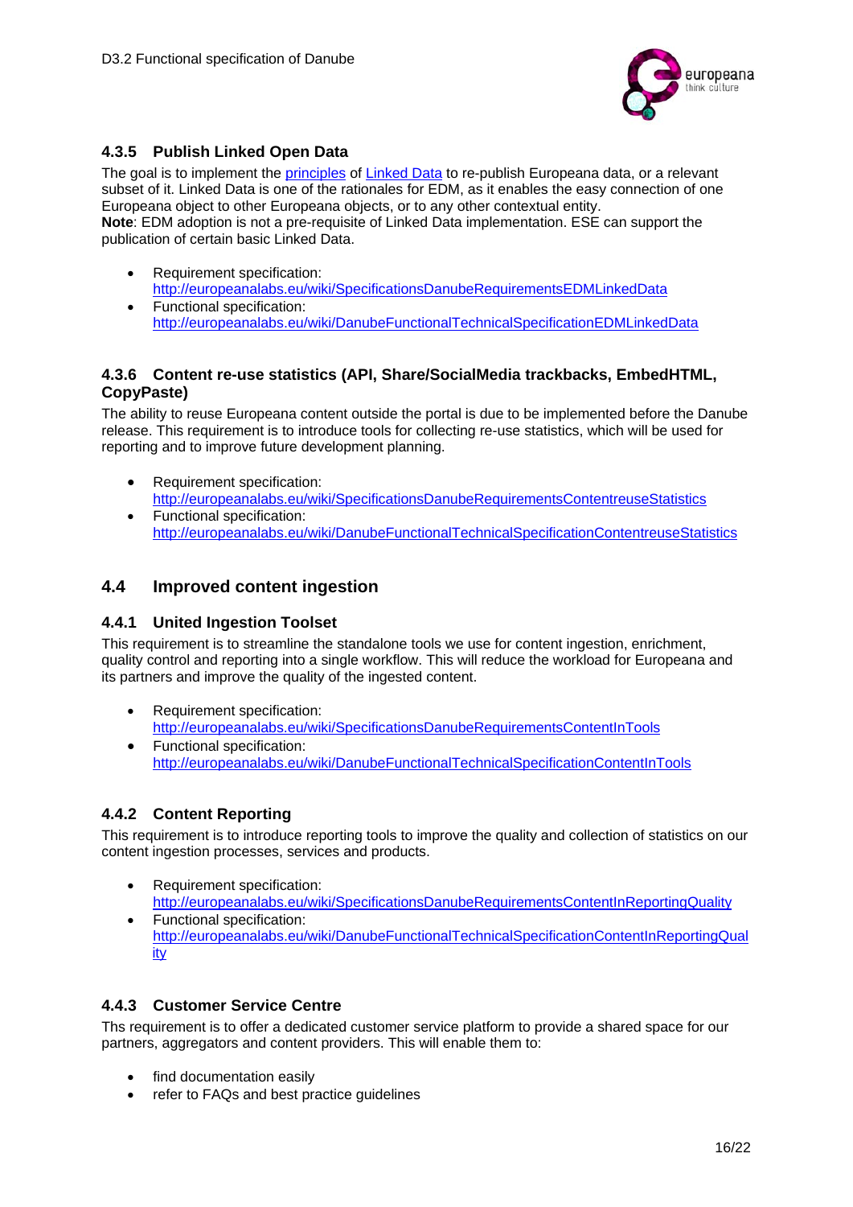### 4.3.5 Publish Linked Open Data

The goal is to implement the principles of Linked Data to re-publish Europeana data, or a relevant subset of it. Linked Data is one of the rationales for EDM, as it enables the easy connection of one Europeana object to other Europeana objects, or to any other contextual entity.
**Note**: EDM adoption is not a pre-requisite of Linked Data implementation. ESE can support the publication of certain basic Linked Data.

- Requirement specification: http://europeanalabs.eu/wiki/SpecificationsDanubeRequirementsEDMLinkedData
- Functional specification: http://europeanalabs.eu/wiki/DanubeFunctionalTechnicalSpecificationEDMLinkedData

### 4.3.6 Content re-use statistics (API, Share/SocialMedia trackbacks, EmbedHTML, CopyPaste)

The ability to reuse Europeana content outside the portal is due to be implemented before the Danube release. This requirement is to introduce tools for collecting re-use statistics, which will be used for reporting and to improve future development planning.

- Requirement specification: http://europeanalabs.eu/wiki/SpecificationsDanubeRequirementsContentreuseStatistics
- Functional specification: http://europeanalabs.eu/wiki/DanubeFunctionalTechnicalSpecificationContentreuseStatistics

## 4.4 Improved content ingestion

### 4.4.1 United Ingestion Toolset

This requirement is to streamline the standalone tools we use for content ingestion, enrichment, quality control and reporting into a single workflow. This will reduce the workload for Europeana and its partners and improve the quality of the ingested content.

- Requirement specification: http://europeanalabs.eu/wiki/SpecificationsDanubeRequirementsContentInTools
- Functional specification: http://europeanalabs.eu/wiki/DanubeFunctionalTechnicalSpecificationContentInTools

### 4.4.2 Content Reporting

This requirement is to introduce reporting tools to improve the quality and collection of statistics on our content ingestion processes, services and products.

- Requirement specification: http://europeanalabs.eu/wiki/SpecificationsDanubeRequirementsContentInReportingQuality
- Functional specification: http://europeanalabs.eu/wiki/DanubeFunctionalTechnicalSpecificationContentInReportingQuality

### 4.4.3 Customer Service Centre

Ths requirement is to offer a dedicated customer service platform to provide a shared space for our partners, aggregators and content providers. This will enable them to:

- find documentation easily
- refer to FAQs and best practice guidelines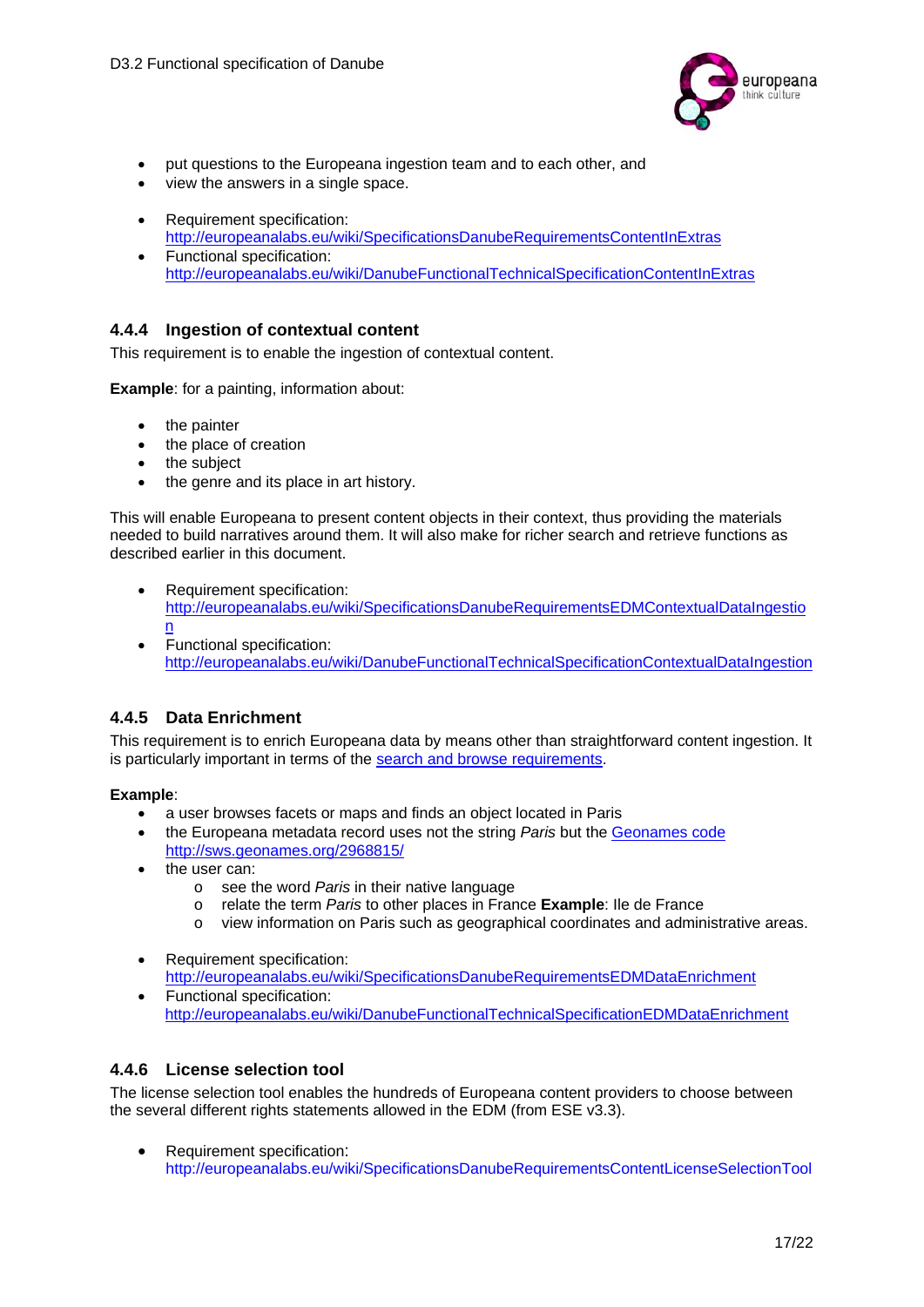- put questions to the Europeana ingestion team and to each other, and
- view the answers in a single space.

- Requirement specification: http://europeanalabs.eu/wiki/SpecificationsDanubeRequirementsContentInExtras
- Functional specification: http://europeanalabs.eu/wiki/DanubeFunctionalTechnicalSpecificationContentInExtras

### 4.4.4 Ingestion of contextual content

This requirement is to enable the ingestion of contextual content.

**Example**: for a painting, information about:

- the painter
- the place of creation
- the subject
- the genre and its place in art history.

This will enable Europeana to present content objects in their context, thus providing the materials needed to build narratives around them. It will also make for richer search and retrieve functions as described earlier in this document.

- Requirement specification: http://europeanalabs.eu/wiki/SpecificationsDanubeRequirementsEDMContextualDataIngestion
- Functional specification: http://europeanalabs.eu/wiki/DanubeFunctionalTechnicalSpecificationContextualDataIngestion

### 4.4.5 Data Enrichment

This requirement is to enrich Europeana data by means other than straightforward content ingestion. It is particularly important in terms of the search and browse requirements.

**Example**:

- a user browses facets or maps and finds an object located in Paris
- the Europeana metadata record uses not the string *Paris* but the Geonames code http://sws.geonames.org/2968815/
- the user can:
  - see the word *Paris* in their native language
  - relate the term *Paris* to other places in France **Example**: Ile de France
  - view information on Paris such as geographical coordinates and administrative areas.

- Requirement specification: http://europeanalabs.eu/wiki/SpecificationsDanubeRequirementsEDMDataEnrichment
- Functional specification: http://europeanalabs.eu/wiki/DanubeFunctionalTechnicalSpecificationEDMDataEnrichment

### 4.4.6 License selection tool

The license selection tool enables the hundreds of Europeana content providers to choose between the several different rights statements allowed in the EDM (from ESE v3.3).

- Requirement specification: http://europeanalabs.eu/wiki/SpecificationsDanubeRequirementsContentLicenseSelectionTool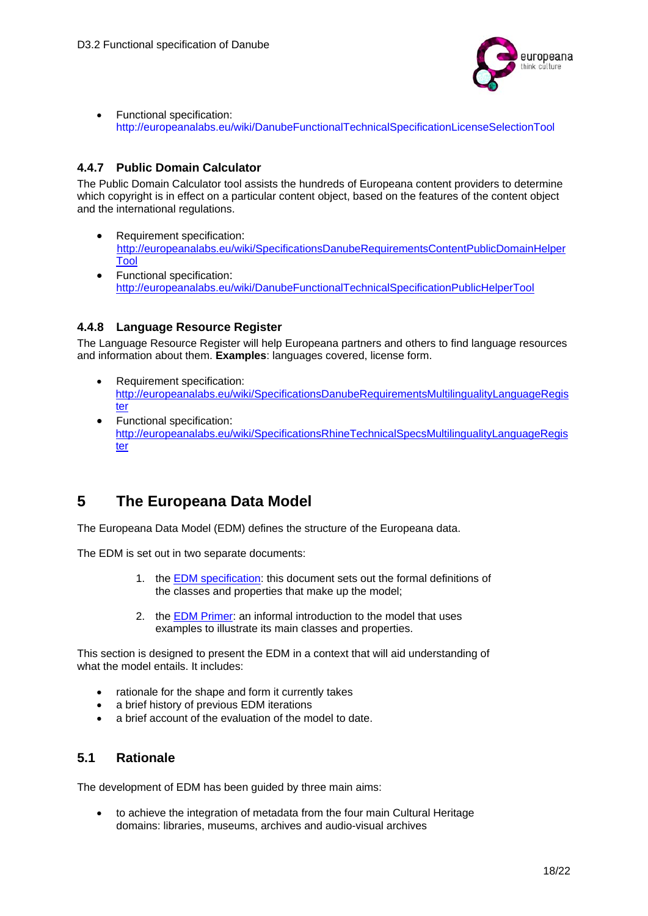- Functional specification: http://europeanalabs.eu/wiki/DanubeFunctionalTechnicalSpecificationLicenseSelectionTool

### 4.4.7 Public Domain Calculator

The Public Domain Calculator tool assists the hundreds of Europeana content providers to determine which copyright is in effect on a particular content object, based on the features of the content object and the international regulations.

- Requirement specification: http://europeanalabs.eu/wiki/SpecificationsDanubeRequirementsContentPublicDomainHelperTool
- Functional specification: http://europeanalabs.eu/wiki/DanubeFunctionalTechnicalSpecificationPublicHelperTool

### 4.4.8 Language Resource Register

The Language Resource Register will help Europeana partners and others to find language resources and information about them. **Examples**: languages covered, license form.

- Requirement specification: http://europeanalabs.eu/wiki/SpecificationsDanubeRequirementsMultilingualityLanguageRegister
- Functional specification: http://europeanalabs.eu/wiki/SpecificationsRhineTechnicalSpecsMultilingualityLanguageRegister

# 5 The Europeana Data Model

The Europeana Data Model (EDM) defines the structure of the Europeana data.

The EDM is set out in two separate documents:

1. the EDM specification: this document sets out the formal definitions of the classes and properties that make up the model;
2. the EDM Primer: an informal introduction to the model that uses examples to illustrate its main classes and properties.

This section is designed to present the EDM in a context that will aid understanding of what the model entails. It includes:

- rationale for the shape and form it currently takes
- a brief history of previous EDM iterations
- a brief account of the evaluation of the model to date.

## 5.1 Rationale

The development of EDM has been guided by three main aims:

- to achieve the integration of metadata from the four main Cultural Heritage domains: libraries, museums, archives and audio-visual archives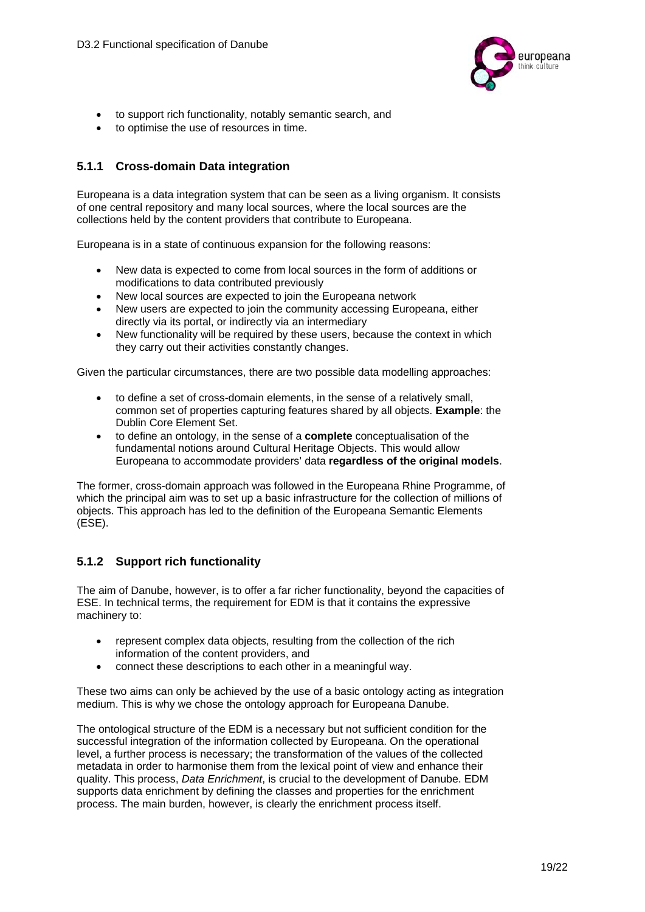- to support rich functionality, notably semantic search, and
- to optimise the use of resources in time.

### 5.1.1 Cross-domain Data integration

Europeana is a data integration system that can be seen as a living organism. It consists of one central repository and many local sources, where the local sources are the collections held by the content providers that contribute to Europeana.

Europeana is in a state of continuous expansion for the following reasons:

- New data is expected to come from local sources in the form of additions or modifications to data contributed previously
- New local sources are expected to join the Europeana network
- New users are expected to join the community accessing Europeana, either directly via its portal, or indirectly via an intermediary
- New functionality will be required by these users, because the context in which they carry out their activities constantly changes.

Given the particular circumstances, there are two possible data modelling approaches:

- to define a set of cross-domain elements, in the sense of a relatively small, common set of properties capturing features shared by all objects. **Example**: the Dublin Core Element Set.
- to define an ontology, in the sense of a **complete** conceptualisation of the fundamental notions around Cultural Heritage Objects. This would allow Europeana to accommodate providers' data **regardless of the original models**.

The former, cross-domain approach was followed in the Europeana Rhine Programme, of which the principal aim was to set up a basic infrastructure for the collection of millions of objects. This approach has led to the definition of the Europeana Semantic Elements (ESE).

### 5.1.2 Support rich functionality

The aim of Danube, however, is to offer a far richer functionality, beyond the capacities of ESE. In technical terms, the requirement for EDM is that it contains the expressive machinery to:

- represent complex data objects, resulting from the collection of the rich information of the content providers, and
- connect these descriptions to each other in a meaningful way.

These two aims can only be achieved by the use of a basic ontology acting as integration medium. This is why we chose the ontology approach for Europeana Danube.

The ontological structure of the EDM is a necessary but not sufficient condition for the successful integration of the information collected by Europeana. On the operational level, a further process is necessary; the transformation of the values of the collected metadata in order to harmonise them from the lexical point of view and enhance their quality. This process, *Data Enrichment*, is crucial to the development of Danube. EDM supports data enrichment by defining the classes and properties for the enrichment process. The main burden, however, is clearly the enrichment process itself.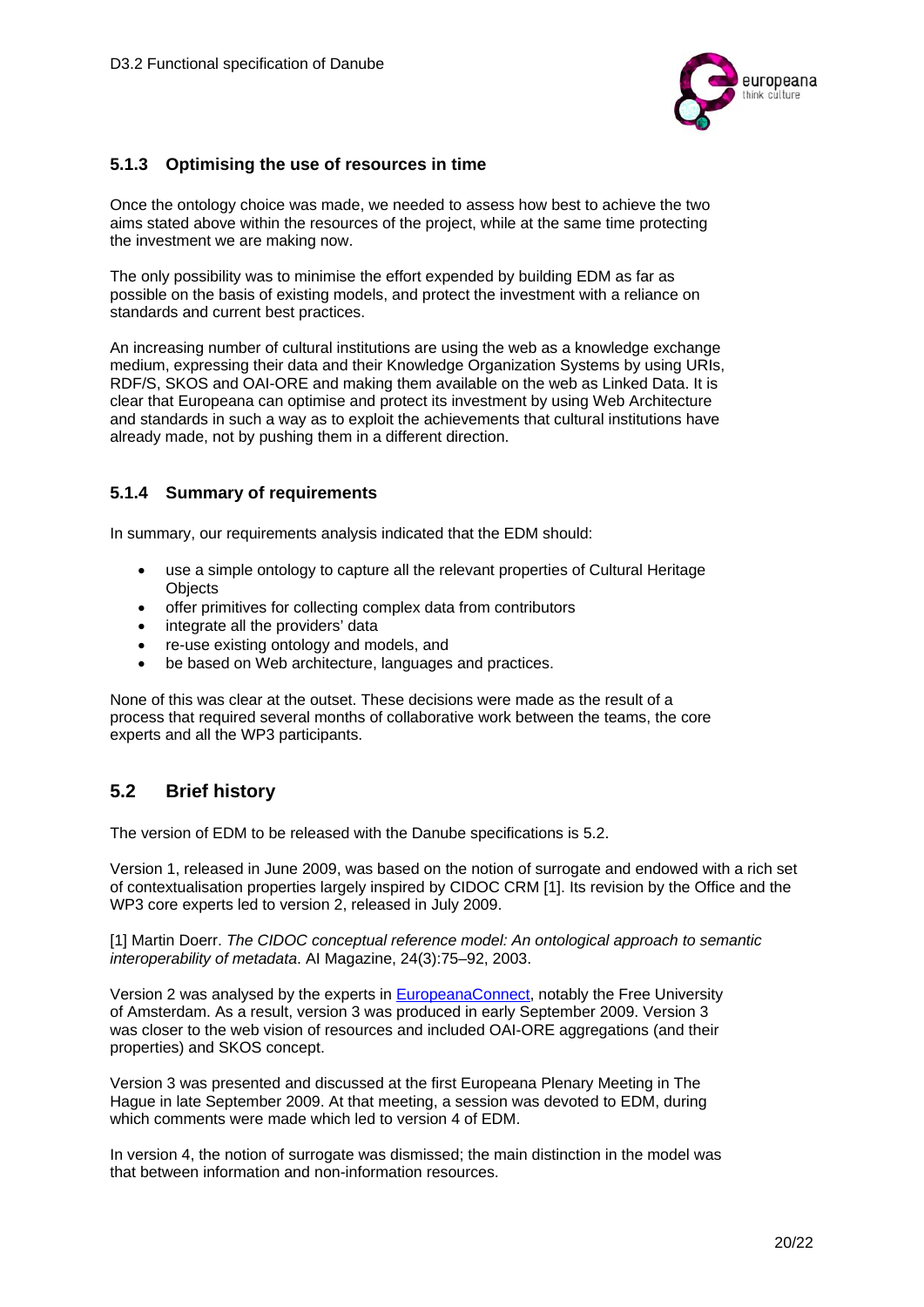### 5.1.3 Optimising the use of resources in time

Once the ontology choice was made, we needed to assess how best to achieve the two aims stated above within the resources of the project, while at the same time protecting the investment we are making now.

The only possibility was to minimise the effort expended by building EDM as far as possible on the basis of existing models, and protect the investment with a reliance on standards and current best practices.

An increasing number of cultural institutions are using the web as a knowledge exchange medium, expressing their data and their Knowledge Organization Systems by using URIs, RDF/S, SKOS and OAI-ORE and making them available on the web as Linked Data. It is clear that Europeana can optimise and protect its investment by using Web Architecture and standards in such a way as to exploit the achievements that cultural institutions have already made, not by pushing them in a different direction.

### 5.1.4 Summary of requirements

In summary, our requirements analysis indicated that the EDM should:

- use a simple ontology to capture all the relevant properties of Cultural Heritage Objects
- offer primitives for collecting complex data from contributors
- integrate all the providers' data
- re-use existing ontology and models, and
- be based on Web architecture, languages and practices.

None of this was clear at the outset. These decisions were made as the result of a process that required several months of collaborative work between the teams, the core experts and all the WP3 participants.

## 5.2 Brief history

The version of EDM to be released with the Danube specifications is 5.2.

Version 1, released in June 2009, was based on the notion of surrogate and endowed with a rich set of contextualisation properties largely inspired by CIDOC CRM [1]. Its revision by the Office and the WP3 core experts led to version 2, released in July 2009.

[1] Martin Doerr. *The CIDOC conceptual reference model: An ontological approach to semantic interoperability of metadata*. AI Magazine, 24(3):75–92, 2003.

Version 2 was analysed by the experts in EuropeanaConnect, notably the Free University of Amsterdam. As a result, version 3 was produced in early September 2009. Version 3 was closer to the web vision of resources and included OAI-ORE aggregations (and their properties) and SKOS concept.

Version 3 was presented and discussed at the first Europeana Plenary Meeting in The Hague in late September 2009. At that meeting, a session was devoted to EDM, during which comments were made which led to version 4 of EDM.

In version 4, the notion of surrogate was dismissed; the main distinction in the model was that between information and non-information resources.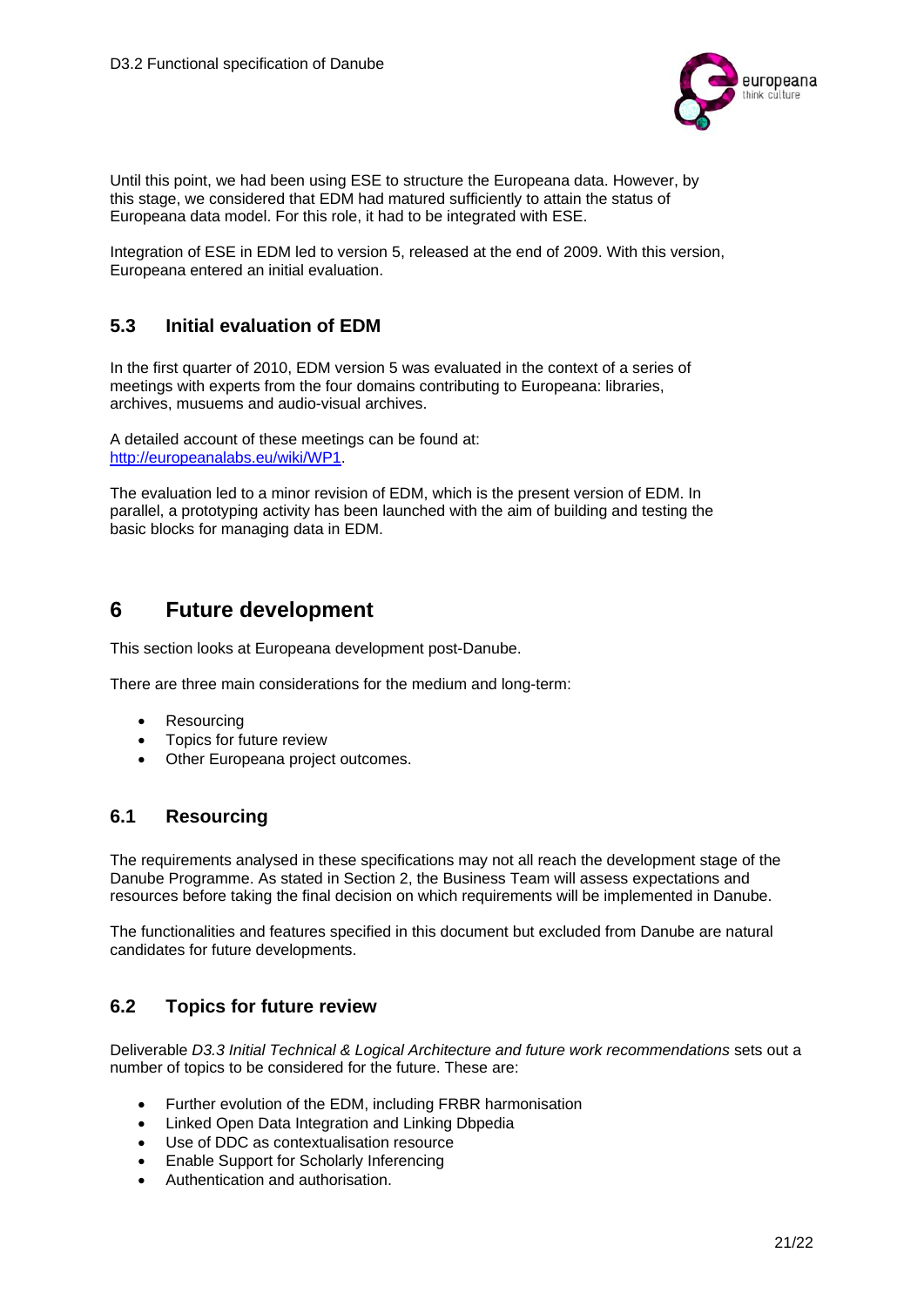Until this point, we had been using ESE to structure the Europeana data. However, by this stage, we considered that EDM had matured sufficiently to attain the status of Europeana data model. For this role, it had to be integrated with ESE.

Integration of ESE in EDM led to version 5, released at the end of 2009. With this version, Europeana entered an initial evaluation.

## 5.3 Initial evaluation of EDM

In the first quarter of 2010, EDM version 5 was evaluated in the context of a series of meetings with experts from the four domains contributing to Europeana: libraries, archives, musuems and audio-visual archives.

A detailed account of these meetings can be found at: [http://europeanalabs.eu/wiki/WP1](http://europeanalabs.eu/wiki/WP1).

The evaluation led to a minor revision of EDM, which is the present version of EDM. In parallel, a prototyping activity has been launched with the aim of building and testing the basic blocks for managing data in EDM.

# 6 Future development

This section looks at Europeana development post-Danube.

There are three main considerations for the medium and long-term:

- Resourcing
- Topics for future review
- Other Europeana project outcomes.

## 6.1 Resourcing

The requirements analysed in these specifications may not all reach the development stage of the Danube Programme. As stated in Section 2, the Business Team will assess expectations and resources before taking the final decision on which requirements will be implemented in Danube.

The functionalities and features specified in this document but excluded from Danube are natural candidates for future developments.

## 6.2 Topics for future review

Deliverable *D3.3 Initial Technical & Logical Architecture and future work recommendations* sets out a number of topics to be considered for the future. These are:

- Further evolution of the EDM, including FRBR harmonisation
- Linked Open Data Integration and Linking Dbpedia
- Use of DDC as contextualisation resource
- Enable Support for Scholarly Inferencing
- Authentication and authorisation.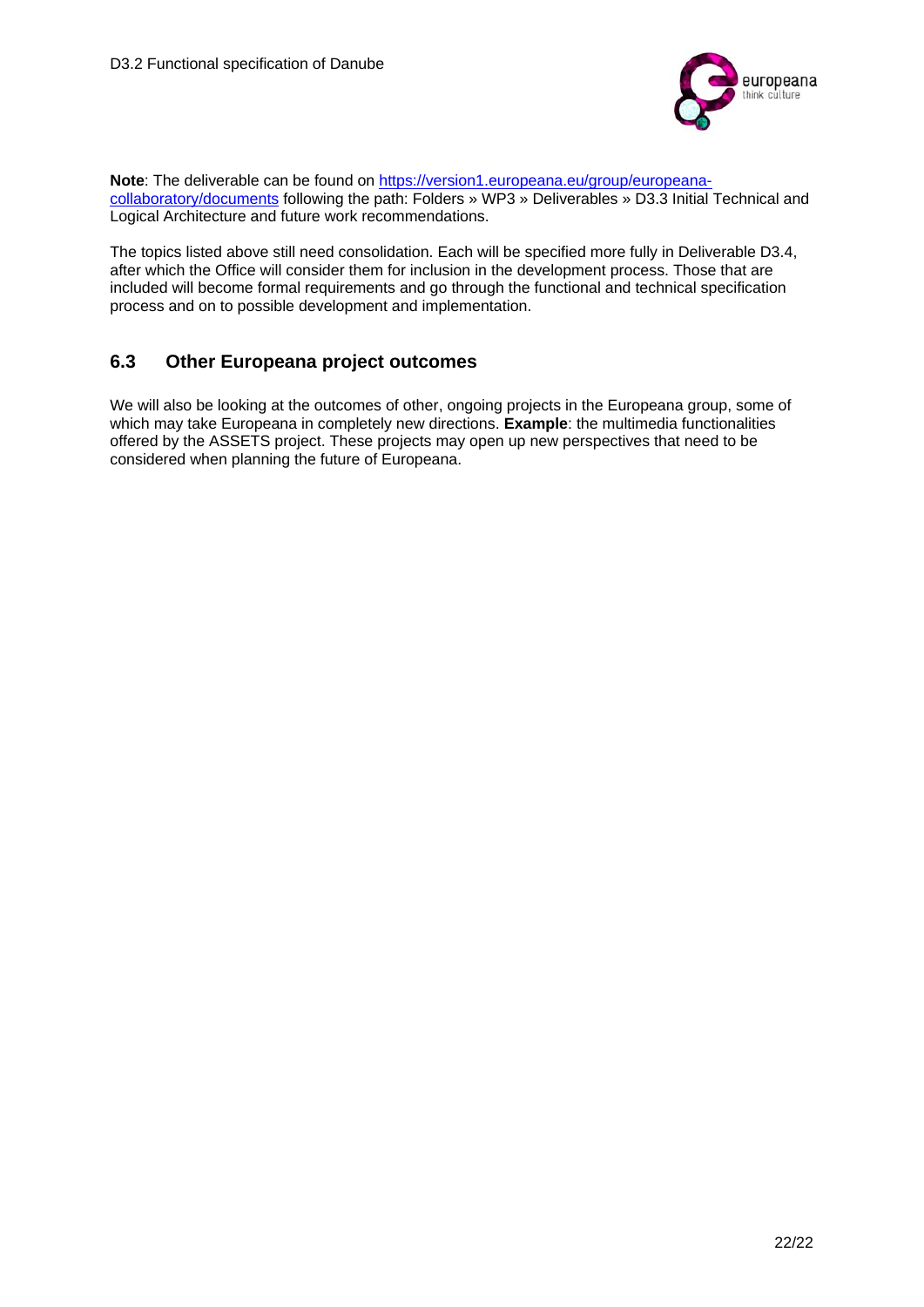**Note**: The deliverable can be found on [https://version1.europeana.eu/group/europeana-collaboratory/documents](https://version1.europeana.eu/group/europeana-collaboratory/documents) following the path: Folders » WP3 » Deliverables » D3.3 Initial Technical and Logical Architecture and future work recommendations.

The topics listed above still need consolidation. Each will be specified more fully in Deliverable D3.4, after which the Office will consider them for inclusion in the development process. Those that are included will become formal requirements and go through the functional and technical specification process and on to possible development and implementation.

## 6.3 Other Europeana project outcomes

We will also be looking at the outcomes of other, ongoing projects in the Europeana group, some of which may take Europeana in completely new directions. **Example**: the multimedia functionalities offered by the ASSETS project. These projects may open up new perspectives that need to be considered when planning the future of Europeana.